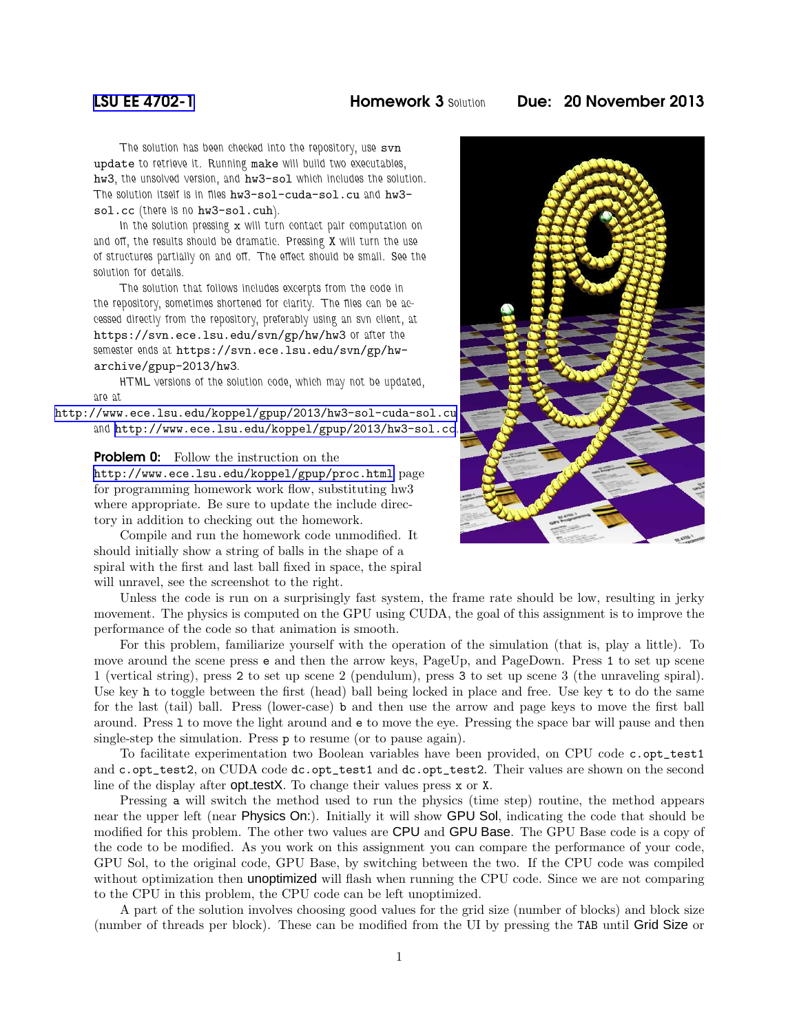LSU EE 4702-1 **Homework 3** Solution **Due: 20 November 2013**

The solution has been checked into the repository, use `svn update` to retrieve it. Running `make` will build two executables, `hw3`, the unsolved version, and `hw3-sol` which includes the solution. The solution itself is in files `hw3-sol-cuda-sol.cu` and `hw3-sol.cc` (there is no `hw3-sol.cuh`).

In the solution pressing `x` will turn contact pair computation on and off, the results should be dramatic. Pressing `X` will turn the use of structures partially on and off. The effect should be small. See the solution for details.

The solution that follows includes excerpts from the code in the repository, sometimes shortened for clarity. The files can be accessed directly from the repository, preferably using an svn client, at `https://svn.ece.lsu.edu/svn/gp/hw/hw3` or after the semester ends at `https://svn.ece.lsu.edu/svn/gp/hw-archive/gpup-2013/hw3`.

HTML versions of the solution code, which may not be updated, are at
http://www.ece.lsu.edu/koppel/gpup/2013/hw3-sol-cuda-sol.cu and http://www.ece.lsu.edu/koppel/gpup/2013/hw3-sol.cc.

**Problem 0:** Follow the instruction on the http://www.ece.lsu.edu/koppel/gpup/proc.html page for programming homework work flow, substituting hw3 where appropriate. Be sure to update the include directory in addition to checking out the homework.

Compile and run the homework code unmodified. It should initially show a string of balls in the shape of a spiral with the first and last ball fixed in space, the spiral will unravel, see the screenshot to the right.

Unless the code is run on a surprisingly fast system, the frame rate should be low, resulting in jerky movement. The physics is computed on the GPU using CUDA, the goal of this assignment is to improve the performance of the code so that animation is smooth.

For this problem, familiarize yourself with the operation of the simulation (that is, play a little). To move around the scene press `e` and then the arrow keys, PageUp, and PageDown. Press `1` to set up scene 1 (vertical string), press `2` to set up scene 2 (pendulum), press `3` to set up scene 3 (the unraveling spiral). Use key `h` to toggle between the first (head) ball being locked in place and free. Use key `t` to do the same for the last (tail) ball. Press (lower-case) `b` and then use the arrow and page keys to move the first ball around. Press `l` to move the light around and `e` to move the eye. Pressing the space bar will pause and then single-step the simulation. Press `p` to resume (or to pause again).

To facilitate experimentation two Boolean variables have been provided, on CPU code `c.opt_test1` and `c.opt_test2`, on CUDA code `dc.opt_test1` and `dc.opt_test2`. Their values are shown on the second line of the display after opt_testX. To change their values press `x` or `X`.

Pressing `a` will switch the method used to run the physics (time step) routine, the method appears near the upper left (near Physics On:). Initially it will show GPU Sol, indicating the code that should be modified for this problem. The other two values are CPU and GPU Base. The GPU Base code is a copy of the code to be modified. As you work on this assignment you can compare the performance of your code, GPU Sol, to the original code, GPU Base, by switching between the two. If the CPU code was compiled without optimization then unoptimized will flash when running the CPU code. Since we are not comparing to the CPU in this problem, the CPU code can be left unoptimized.

A part of the solution involves choosing good values for the grid size (number of blocks) and block size (number of threads per block). These can be modified from the UI by pressing the `TAB` until Grid Size or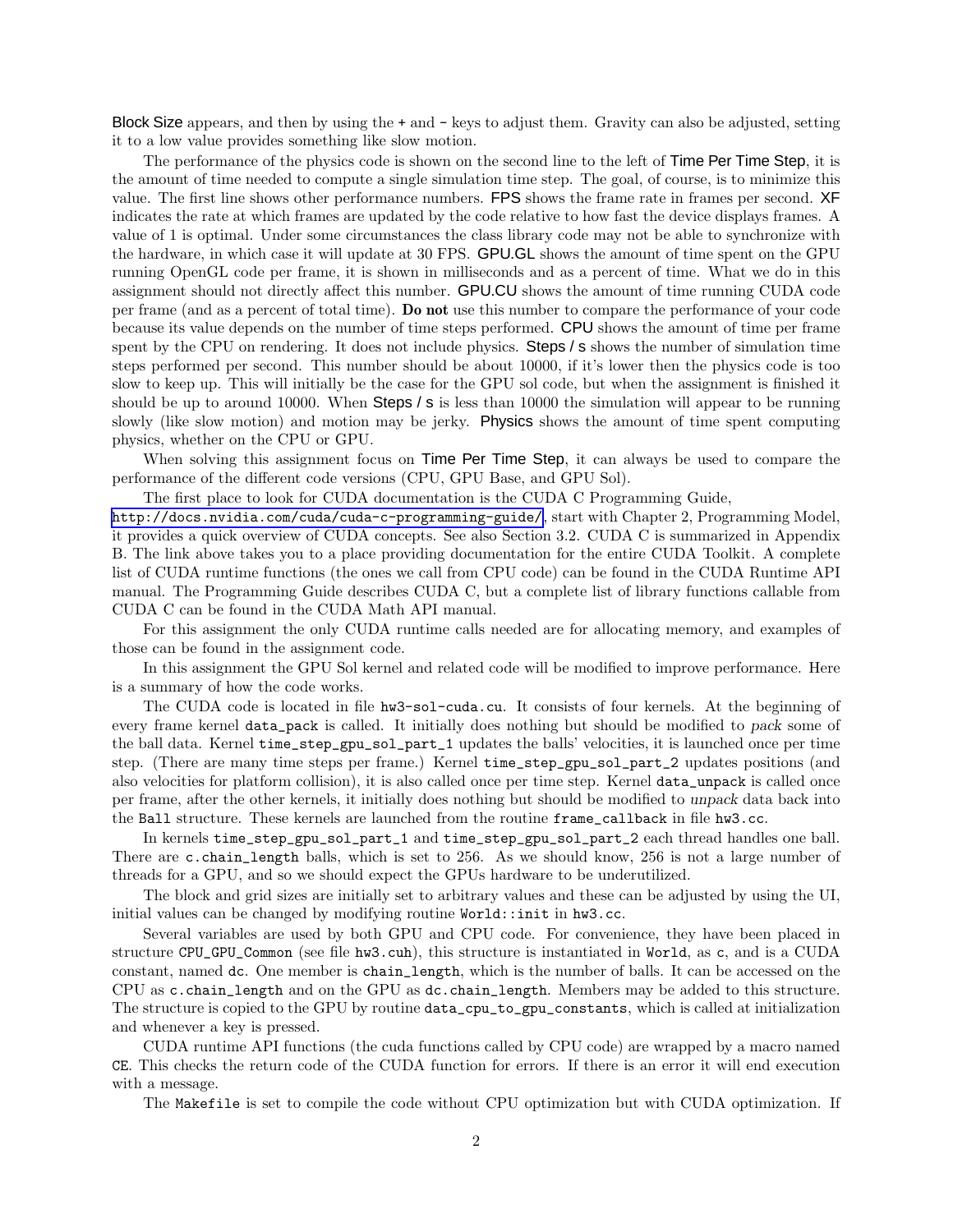Block Size appears, and then by using the + and - keys to adjust them. Gravity can also be adjusted, setting it to a low value provides something like slow motion.

The performance of the physics code is shown on the second line to the left of Time Per Time Step, it is the amount of time needed to compute a single simulation time step. The goal, of course, is to minimize this value. The first line shows other performance numbers. FPS shows the frame rate in frames per second. XF indicates the rate at which frames are updated by the code relative to how fast the device displays frames. A value of 1 is optimal. Under some circumstances the class library code may not be able to synchronize with the hardware, in which case it will update at 30 FPS. GPU.GL shows the amount of time spent on the GPU running OpenGL code per frame, it is shown in milliseconds and as a percent of time. What we do in this assignment should not directly affect this number. GPU.CU shows the amount of time running CUDA code per frame (and as a percent of total time). **Do not** use this number to compare the performance of your code because its value depends on the number of time steps performed. CPU shows the amount of time per frame spent by the CPU on rendering. It does not include physics. Steps / s shows the number of simulation time steps performed per second. This number should be about 10000, if it's lower then the physics code is too slow to keep up. This will initially be the case for the GPU sol code, but when the assignment is finished it should be up to around 10000. When Steps / s is less than 10000 the simulation will appear to be running slowly (like slow motion) and motion may be jerky. Physics shows the amount of time spent computing physics, whether on the CPU or GPU.

When solving this assignment focus on Time Per Time Step, it can always be used to compare the performance of the different code versions (CPU, GPU Base, and GPU Sol).

The first place to look for CUDA documentation is the CUDA C Programming Guide, http://docs.nvidia.com/cuda/cuda-c-programming-guide/, start with Chapter 2, Programming Model, it provides a quick overview of CUDA concepts. See also Section 3.2. CUDA C is summarized in Appendix B. The link above takes you to a place providing documentation for the entire CUDA Toolkit. A complete list of CUDA runtime functions (the ones we call from CPU code) can be found in the CUDA Runtime API manual. The Programming Guide describes CUDA C, but a complete list of library functions callable from CUDA C can be found in the CUDA Math API manual.

For this assignment the only CUDA runtime calls needed are for allocating memory, and examples of those can be found in the assignment code.

In this assignment the GPU Sol kernel and related code will be modified to improve performance. Here is a summary of how the code works.

The CUDA code is located in file `hw3-sol-cuda.cu`. It consists of four kernels. At the beginning of every frame kernel `data_pack` is called. It initially does nothing but should be modified to *pack* some of the ball data. Kernel `time_step_gpu_sol_part_1` updates the balls' velocities, it is launched once per time step. (There are many time steps per frame.) Kernel `time_step_gpu_sol_part_2` updates positions (and also velocities for platform collision), it is also called once per time step. Kernel `data_unpack` is called once per frame, after the other kernels, it initially does nothing but should be modified to *unpack* data back into the `Ball` structure. These kernels are launched from the routine `frame_callback` in file `hw3.cc`.

In kernels `time_step_gpu_sol_part_1` and `time_step_gpu_sol_part_2` each thread handles one ball. There are `c.chain_length` balls, which is set to 256. As we should know, 256 is not a large number of threads for a GPU, and so we should expect the GPUs hardware to be underutilized.

The block and grid sizes are initially set to arbitrary values and these can be adjusted by using the UI, initial values can be changed by modifying routine `World::init` in `hw3.cc`.

Several variables are used by both GPU and CPU code. For convenience, they have been placed in structure `CPU_GPU_Common` (see file `hw3.cuh`), this structure is instantiated in `World`, as `c`, and is a CUDA constant, named `dc`. One member is `chain_length`, which is the number of balls. It can be accessed on the CPU as `c.chain_length` and on the GPU as `dc.chain_length`. Members may be added to this structure. The structure is copied to the GPU by routine `data_cpu_to_gpu_constants`, which is called at initialization and whenever a key is pressed.

CUDA runtime API functions (the cuda functions called by CPU code) are wrapped by a macro named `CE`. This checks the return code of the CUDA function for errors. If there is an error it will end execution with a message.

The `Makefile` is set to compile the code without CPU optimization but with CUDA optimization. If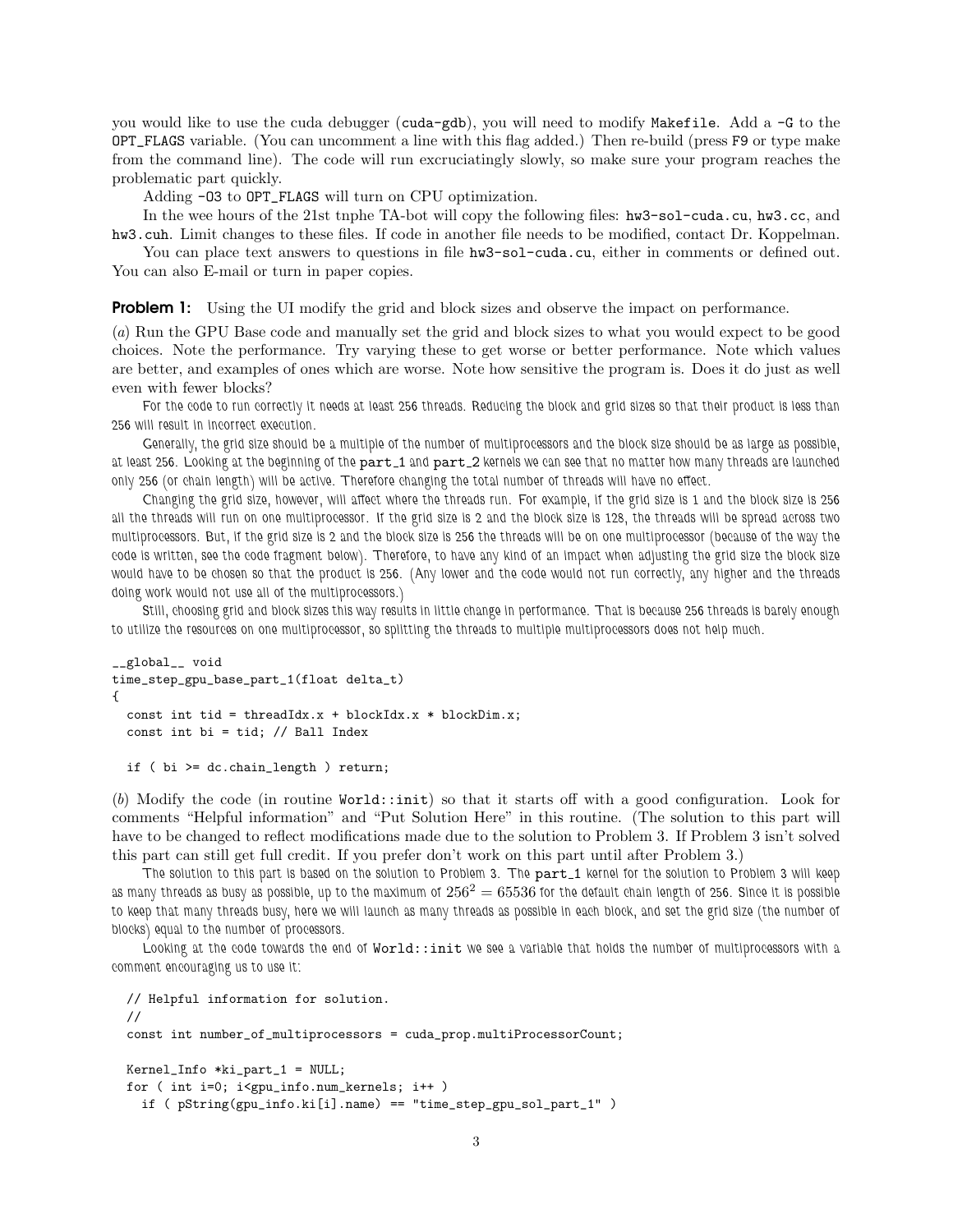you would like to use the cuda debugger (`cuda-gdb`), you will need to modify `Makefile`. Add a `-G` to the `OPT_FLAGS` variable. (You can uncomment a line with this flag added.) Then re-build (press `F9` or type make from the command line). The code will run excruciatingly slowly, so make sure your program reaches the problematic part quickly.

Adding `-O3` to `OPT_FLAGS` will turn on CPU optimization.

In the wee hours of the 21st tnphe TA-bot will copy the following files: `hw3-sol-cuda.cu`, `hw3.cc`, and `hw3.cuh`. Limit changes to these files. If code in another file needs to be modified, contact Dr. Koppelman.

You can place text answers to questions in file `hw3-sol-cuda.cu`, either in comments or defined out. You can also E-mail or turn in paper copies.

**Problem 1:** Using the UI modify the grid and block sizes and observe the impact on performance.

(*a*) Run the GPU Base code and manually set the grid and block sizes to what you would expect to be good choices. Note the performance. Try varying these to get worse or better performance. Note which values are better, and examples of ones which are worse. Note how sensitive the program is. Does it do just as well even with fewer blocks?

For the code to run correctly it needs at least 256 threads. Reducing the block and grid sizes so that their product is less than 256 will result in incorrect execution.

Generally, the grid size should be a multiple of the number of multiprocessors and the block size should be as large as possible, at least 256. Looking at the beginning of the `part_1` and `part_2` kernels we can see that no matter how many threads are launched only 256 (or chain length) will be active. Therefore changing the total number of threads will have no effect.

Changing the grid size, however, will affect where the threads run. For example, if the grid size is 1 and the block size is 256 all the threads will run on one multiprocessor. If the grid size is 2 and the block size is 128, the threads will be spread across two multiprocessors. But, if the grid size is 2 and the block size is 256 the threads will be on one multiprocessor (because of the way the code is written, see the code fragment below). Therefore, to have any kind of an impact when adjusting the grid size the block size would have to be chosen so that the product is 256. (Any lower and the code would not run correctly, any higher and the threads doing work would not use all of the multiprocessors.)

Still, choosing grid and block sizes this way results in little change in performance. That is because 256 threads is barely enough to utilize the resources on one multiprocessor, so splitting the threads to multiple multiprocessors does not help much.

```
__global__ void
time_step_gpu_base_part_1(float delta_t)
{
  const int tid = threadIdx.x + blockIdx.x * blockDim.x;
  const int bi = tid; // Ball Index

  if ( bi >= dc.chain_length ) return;
```

(*b*) Modify the code (in routine `World::init`) so that it starts off with a good configuration. Look for comments "Helpful information" and "Put Solution Here" in this routine. (The solution to this part will have to be changed to reflect modifications made due to the solution to Problem 3. If Problem 3 isn't solved this part can still get full credit. If you prefer don't work on this part until after Problem 3.)

The solution to this part is based on the solution to Problem 3. The `part_1` kernel for the solution to Problem 3 will keep as many threads as busy as possible, up to the maximum of $256^2 = 65536$ for the default chain length of 256. Since it is possible to keep that many threads busy, here we will launch as many threads as possible in each block, and set the grid size (the number of blocks) equal to the number of processors.

Looking at the code towards the end of `World::init` we see a variable that holds the number of multiprocessors with a comment encouraging us to use it:

```
  // Helpful information for solution.
  //
  const int number_of_multiprocessors = cuda_prop.multiProcessorCount;

  Kernel_Info *ki_part_1 = NULL;
  for ( int i=0; i<gpu_info.num_kernels; i++ )
    if ( pString(gpu_info.ki[i].name) == "time_step_gpu_sol_part_1" )
```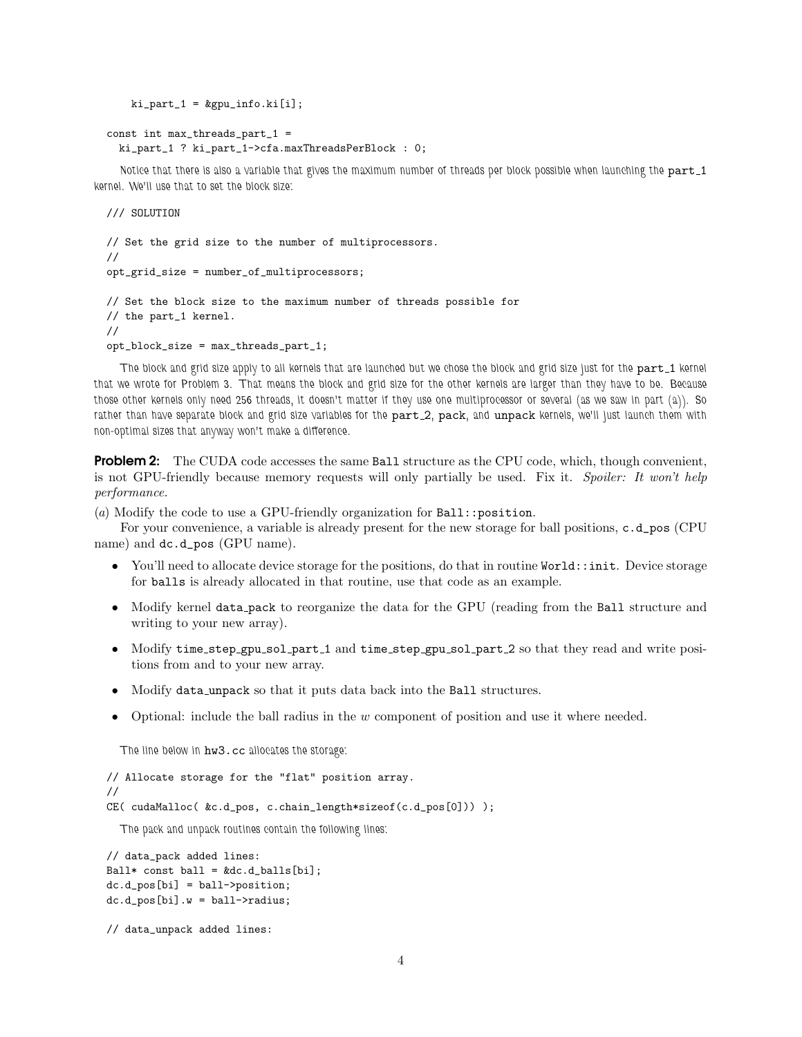```
      ki_part_1 = &gpu_info.ki[i];

  const int max_threads_part_1 =
    ki_part_1 ? ki_part_1->cfa.maxThreadsPerBlock : 0;
```

*Notice that there is also a variable that gives the maximum number of threads per block possible when launching the `part_1` kernel. We'll use that to set the block size:*

```
  /// SOLUTION

  // Set the grid size to the number of multiprocessors.
  //
  opt_grid_size = number_of_multiprocessors;

  // Set the block size to the maximum number of threads possible for
  // the part_1 kernel.
  //
  opt_block_size = max_threads_part_1;
```

*The block and grid size apply to all kernels that are launched but we chose the block and grid size just for the `part_1` kernel that we wrote for Problem 3. That means the block and grid size for the other kernels are larger than they have to be. Because those other kernels only need 256 threads, it doesn't matter if they use one multiprocessor or several (as we saw in part (a)). So rather than have separate block and grid size variables for the `part_2`, `pack`, and `unpack` kernels, we'll just launch them with non-optimal sizes that anyway won't make a difference.*

**Problem 2:** The CUDA code accesses the same `Ball` structure as the CPU code, which, though convenient, is not GPU-friendly because memory requests will only partially be used. Fix it. *Spoiler: It won't help performance.*

(*a*) Modify the code to use a GPU-friendly organization for `Ball::position`.

For your convenience, a variable is already present for the new storage for ball positions, `c.d_pos` (CPU name) and `dc.d_pos` (GPU name).

- You'll need to allocate device storage for the positions, do that in routine `World::init`. Device storage for `balls` is already allocated in that routine, use that code as an example.
- Modify kernel `data_pack` to reorganize the data for the GPU (reading from the `Ball` structure and writing to your new array).
- Modify `time_step_gpu_sol_part_1` and `time_step_gpu_sol_part_2` so that they read and write positions from and to your new array.
- Modify `data_unpack` so that it puts data back into the `Ball` structures.
- Optional: include the ball radius in the $w$ component of position and use it where needed.

*The line below in `hw3.cc` allocates the storage:*

```
  // Allocate storage for the "flat" position array.
  //
  CE( cudaMalloc( &c.d_pos, c.chain_length*sizeof(c.d_pos[0])) );
```

*The pack and unpack routines contain the following lines:*

```
  // data_pack added lines:
  Ball* const ball = &dc.d_balls[bi];
  dc.d_pos[bi] = ball->position;
  dc.d_pos[bi].w = ball->radius;

  // data_unpack added lines:
```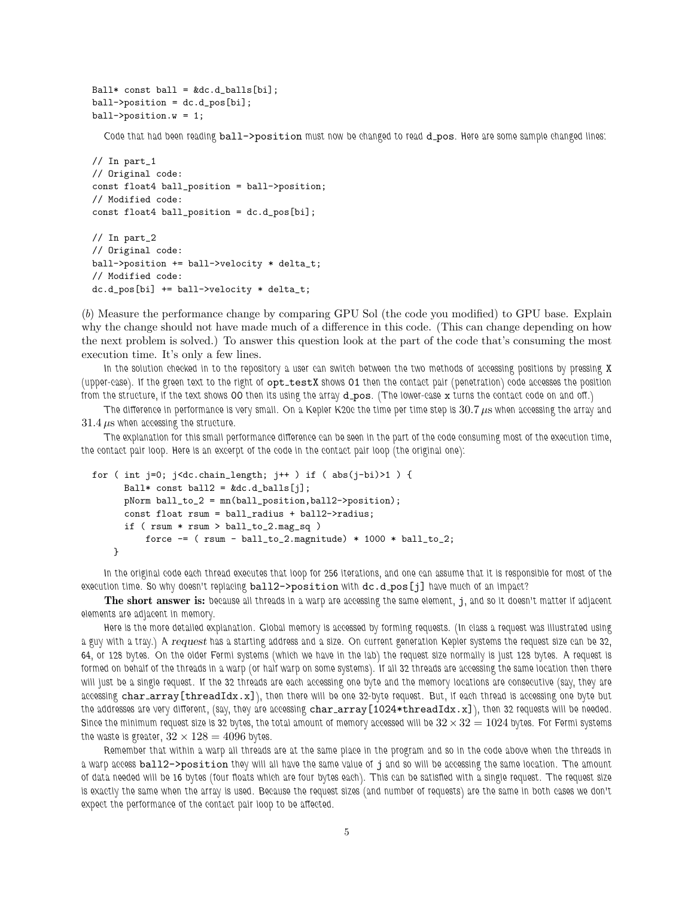```
Ball* const ball = &dc.d_balls[bi];
ball->position = dc.d_pos[bi];
ball->position.w = 1;
```

Code that had been reading `ball->position` must now be changed to read `d_pos`. Here are some sample changed lines:

```
// In part_1
// Original code:
const float4 ball_position = ball->position;
// Modified code:
const float4 ball_position = dc.d_pos[bi];

// In part_2
// Original code:
ball->position += ball->velocity * delta_t;
// Modified code:
dc.d_pos[bi] += ball->velocity * delta_t;
```

(*b*) Measure the performance change by comparing GPU Sol (the code you modified) to GPU base. Explain why the change should not have made much of a difference in this code. (This can change depending on how the next problem is solved.) To answer this question look at the part of the code that's consuming the most execution time. It's only a few lines.

In the solution checked in to the repository a user can switch between the two methods of accessing positions by pressing `X` (upper-case). If the green text to the right of `opt_testX` shows `01` then the contact pair (penetration) code accesses the position from the structure, if the text shows `00` then its using the array `d_pos`. (The lower-case `x` turns the contact code on and off.)

The difference in performance is very small. On a Kepler K20c the time per time step is $30.7\,\mu s$ when accessing the array and $31.4\,\mu s$ when accessing the structure.

The explanation for this small performance difference can be seen in the part of the code consuming most of the execution time, the contact pair loop. Here is an excerpt of the code in the contact pair loop (the original one):

```
for ( int j=0; j<dc.chain_length; j++ ) if ( abs(j-bi)>1 ) {
      Ball* const ball2 = &dc.d_balls[j];
      pNorm ball_to_2 = mn(ball_position,ball2->position);
      const float rsum = ball_radius + ball2->radius;
      if ( rsum * rsum > ball_to_2.mag_sq )
          force -= ( rsum - ball_to_2.magnitude) * 1000 * ball_to_2;
    }
```

In the original code each thread executes that loop for 256 iterations, and one can assume that it is responsible for most of the execution time. So why doesn't replacing `ball2->position` with `dc.d_pos[j]` have much of an impact?

**The short answer is:** because all threads in a warp are accessing the same element, `j`, and so it doesn't matter if adjacent elements are adjacent in memory.

Here is the more detailed explanation. Global memory is accessed by forming requests. (In class a request was illustrated using a guy with a tray.) A *request* has a starting address and a size. On current generation Kepler systems the request size can be 32, 64, or 128 bytes. On the older Fermi systems (which we have in the lab) the request size normally is just 128 bytes. A request is formed on behalf of the threads in a warp (or half warp on some systems). If all 32 threads are accessing the same location then there will just be a single request. If the 32 threads are each accessing one byte and the memory locations are consecutive (say, they are accessing `char_array[threadIdx.x]`), then there will be one 32-byte request. But, if each thread is accessing one byte but the addresses are very different, (say, they are accessing `char_array[1024*threadIdx.x]`), then 32 requests will be needed. Since the minimum request size is 32 bytes, the total amount of memory accessed will be $32 \times 32 = 1024$ bytes. For Fermi systems the waste is greater, $32 \times 128 = 4096$ bytes.

Remember that within a warp all threads are at the same place in the program and so in the code above when the threads in a warp access `ball2->position` they will all have the same value of `j` and so will be accessing the same location. The amount of data needed will be 16 bytes (four floats which are four bytes each). This can be satisfied with a single request. The request size is exactly the same when the array is used. Because the request sizes (and number of requests) are the same in both cases we don't expect the performance of the contact pair loop to be affected.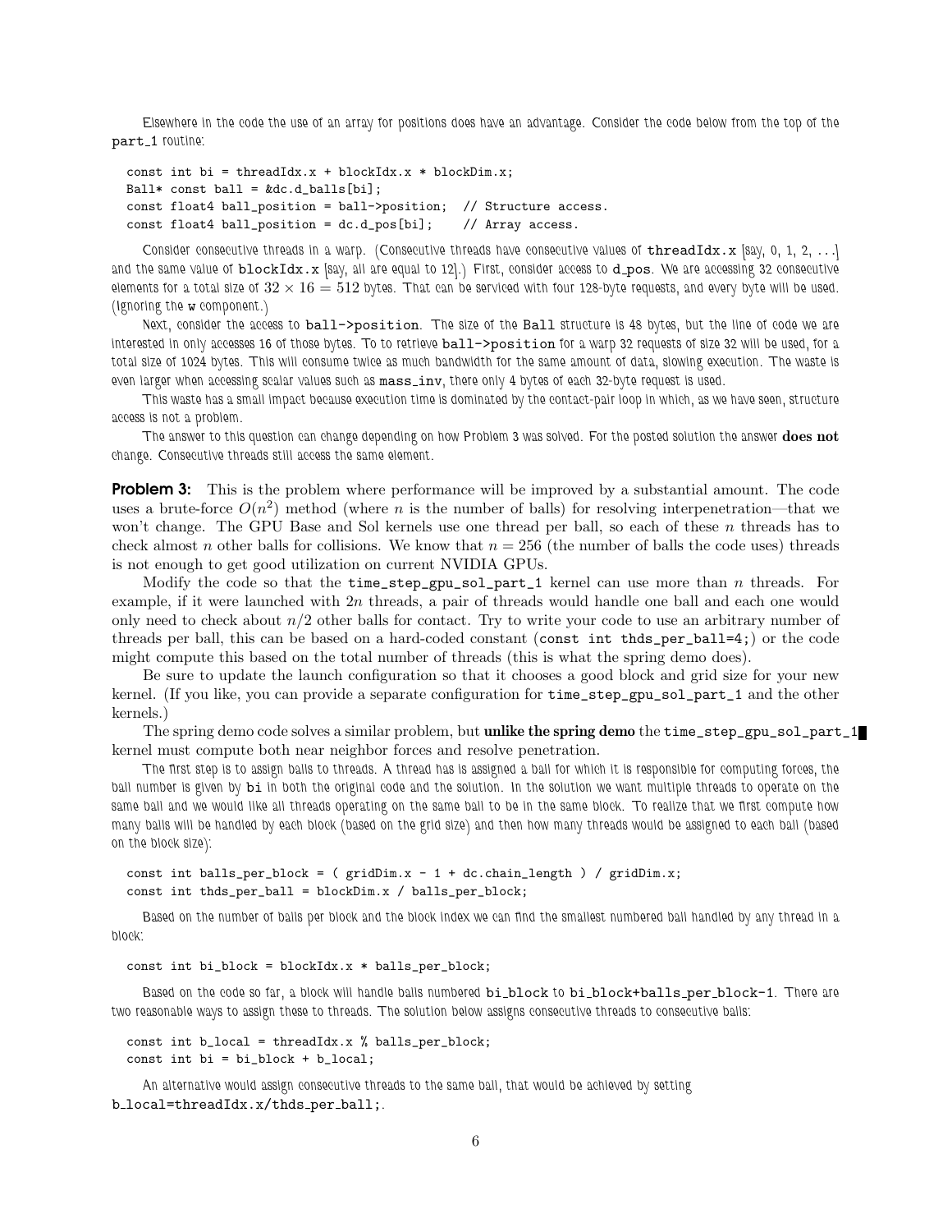Elsewhere in the code the use of an array for positions does have an advantage. Consider the code below from the top of the part_1 routine:

```
const int bi = threadIdx.x + blockIdx.x * blockDim.x;
Ball* const ball = &dc.d_balls[bi];
const float4 ball_position = ball->position;  // Structure access.
const float4 ball_position = dc.d_pos[bi];    // Array access.
```

Consider consecutive threads in a warp. (Consecutive threads have consecutive values of threadIdx.x [say, 0, 1, 2, ...] and the same value of blockIdx.x [say, all are equal to 12].) First, consider access to d_pos. We are accessing 32 consecutive elements for a total size of $32 \times 16 = 512$ bytes. That can be serviced with four 128-byte requests, and every byte will be used. (Ignoring the w component.)

Next, consider the access to ball->position. The size of the Ball structure is 48 bytes, but the line of code we are interested in only accesses 16 of those bytes. To to retrieve ball->position for a warp 32 requests of size 32 will be used, for a total size of 1024 bytes. This will consume twice as much bandwidth for the same amount of data, slowing execution. The waste is even larger when accessing scalar values such as mass_inv, there only 4 bytes of each 32-byte request is used.

This waste has a small impact because execution time is dominated by the contact-pair loop in which, as we have seen, structure access is not a problem.

The answer to this question can change depending on how Problem 3 was solved. For the posted solution the answer **does not** change. Consecutive threads still access the same element.

**Problem 3:** This is the problem where performance will be improved by a substantial amount. The code uses a brute-force $O(n^2)$ method (where $n$ is the number of balls) for resolving interpenetration—that we won't change. The GPU Base and Sol kernels use one thread per ball, so each of these $n$ threads has to check almost $n$ other balls for collisions. We know that $n = 256$ (the number of balls the code uses) threads is not enough to get good utilization on current NVIDIA GPUs.

Modify the code so that the time_step_gpu_sol_part_1 kernel can use more than $n$ threads. For example, if it were launched with $2n$ threads, a pair of threads would handle one ball and each one would only need to check about $n/2$ other balls for contact. Try to write your code to use an arbitrary number of threads per ball, this can be based on a hard-coded constant (const int thds_per_ball=4;) or the code might compute this based on the total number of threads (this is what the spring demo does).

Be sure to update the launch configuration so that it chooses a good block and grid size for your new kernel. (If you like, you can provide a separate configuration for time_step_gpu_sol_part_1 and the other kernels.)

The spring demo code solves a similar problem, but **unlike the spring demo** the time_step_gpu_sol_part_1 kernel must compute both near neighbor forces and resolve penetration.

The first step is to assign balls to threads. A thread has is assigned a ball for which it is responsible for computing forces, the ball number is given by bi in both the original code and the solution. In the solution we want multiple threads to operate on the same ball and we would like all threads operating on the same ball to be in the same block. To realize that we first compute how many balls will be handled by each block (based on the grid size) and then how many threads would be assigned to each ball (based on the block size):

```
const int balls_per_block = ( gridDim.x - 1 + dc.chain_length ) / gridDim.x;
const int thds_per_ball = blockDim.x / balls_per_block;
```

Based on the number of balls per block and the block index we can find the smallest numbered ball handled by any thread in a block:

```
const int bi_block = blockIdx.x * balls_per_block;
```

Based on the code so far, a block will handle balls numbered bi_block to bi_block+balls_per_block-1. There are two reasonable ways to assign these to threads. The solution below assigns consecutive threads to consecutive balls:

```
const int b_local = threadIdx.x % balls_per_block;
const int bi = bi_block + b_local;
```

An alternative would assign consecutive threads to the same ball, that would be achieved by setting b_local=threadIdx.x/thds_per_ball;.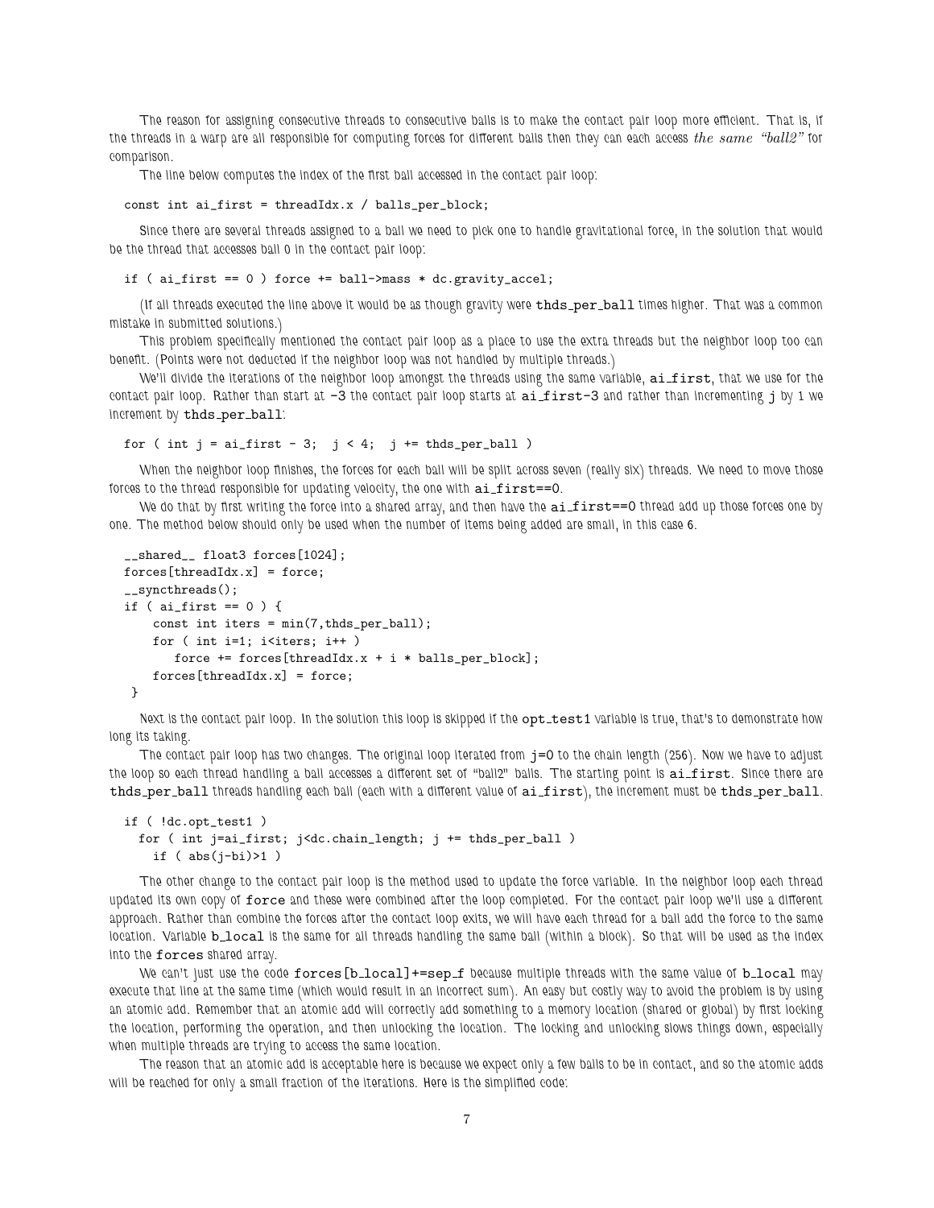The reason for assigning consecutive threads to consecutive balls is to make the contact pair loop more efficient. That is, if the threads in a warp are all responsible for computing forces for different balls then they can each access *the same "ball2"* for comparison.

The line below computes the index of the first ball accessed in the contact pair loop:

```
const int ai_first = threadIdx.x / balls_per_block;
```

Since there are several threads assigned to a ball we need to pick one to handle gravitational force, in the solution that would be the thread that accesses ball 0 in the contact pair loop:

```
if ( ai_first == 0 ) force += ball->mass * dc.gravity_accel;
```

(If all threads executed the line above it would be as though gravity were `thds_per_ball` times higher. That was a common mistake in submitted solutions.)

This problem specifically mentioned the contact pair loop as a place to use the extra threads but the neighbor loop too can benefit. (Points were not deducted if the neighbor loop was not handled by multiple threads.)

We'll divide the iterations of the neighbor loop amongst the threads using the same variable, `ai_first`, that we use for the contact pair loop. Rather than start at `-3` the contact pair loop starts at `ai_first-3` and rather than incrementing `j` by 1 we increment by `thds_per_ball`:

```
for ( int j = ai_first - 3;  j < 4;  j += thds_per_ball )
```

When the neighbor loop finishes, the forces for each ball will be split across seven (really six) threads. We need to move those forces to the thread responsible for updating velocity, the one with `ai_first==0`.

We do that by first writing the force into a shared array, and then have the `ai_first==0` thread add up those forces one by one. The method below should only be used when the number of items being added are small, in this case 6.

```
__shared__ float3 forces[1024];
forces[threadIdx.x] = force;
__syncthreads();
if ( ai_first == 0 ) {
    const int iters = min(7,thds_per_ball);
    for ( int i=1; i<iters; i++ )
       force += forces[threadIdx.x + i * balls_per_block];
    forces[threadIdx.x] = force;
 }
```

Next is the contact pair loop. In the solution this loop is skipped if the `opt_test1` variable is true, that's to demonstrate how long its taking.

The contact pair loop has two changes. The original loop iterated from `j=0` to the chain length (256). Now we have to adjust the loop so each thread handling a ball accesses a different set of "ball2" balls. The starting point is `ai_first`. Since there are `thds_per_ball` threads handling each ball (each with a different value of `ai_first`), the increment must be `thds_per_ball`.

```
if ( !dc.opt_test1 )
  for ( int j=ai_first; j<dc.chain_length; j += thds_per_ball )
    if ( abs(j-bi)>1 )
```

The other change to the contact pair loop is the method used to update the force variable. In the neighbor loop each thread updated its own copy of `force` and these were combined after the loop completed. For the contact pair loop we'll use a different approach. Rather than combine the forces after the contact loop exits, we will have each thread for a ball add the force to the same location. Variable `b_local` is the same for all threads handling the same ball (within a block). So that will be used as the index into the `forces` shared array.

We can't just use the code `forces[b_local]+=sep_f` because multiple threads with the same value of `b_local` may execute that line at the same time (which would result in an incorrect sum). An easy but costly way to avoid the problem is by using an atomic add. Remember that an atomic add will correctly add something to a memory location (shared or global) by first locking the location, performing the operation, and then unlocking the location. The locking and unlocking slows things down, especially when multiple threads are trying to access the same location.

The reason that an atomic add is acceptable here is because we expect only a few balls to be in contact, and so the atomic adds will be reached for only a small fraction of the iterations. Here is the simplified code: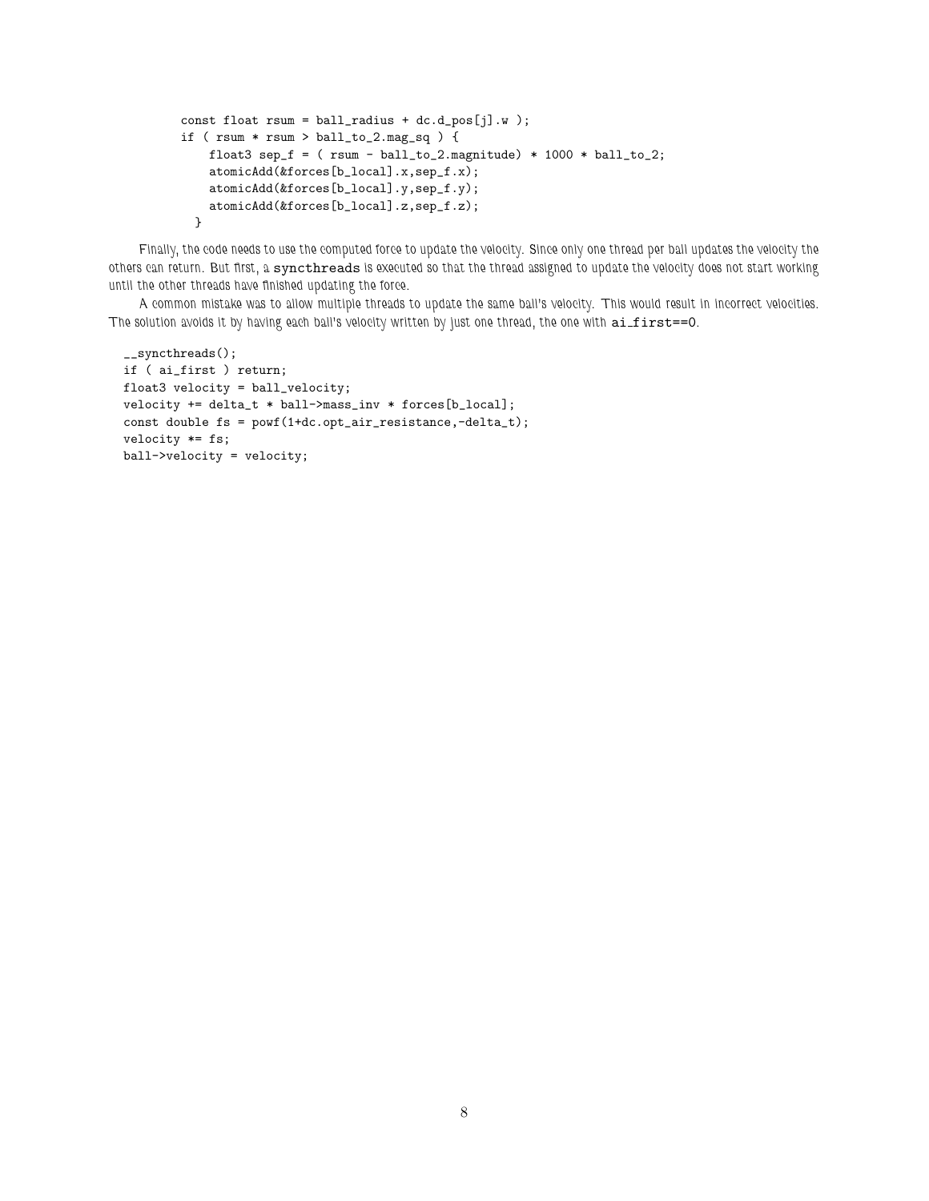```
        const float rsum = ball_radius + dc.d_pos[j].w );
        if ( rsum * rsum > ball_to_2.mag_sq ) {
            float3 sep_f = ( rsum - ball_to_2.magnitude) * 1000 * ball_to_2;
            atomicAdd(&forces[b_local].x,sep_f.x);
            atomicAdd(&forces[b_local].y,sep_f.y);
            atomicAdd(&forces[b_local].z,sep_f.z);
          }
```

Finally, the code needs to use the computed force to update the velocity. Since only one thread per ball updates the velocity the others can return. But first, a **syncthreads** is executed so that the thread assigned to update the velocity does not start working until the other threads have finished updating the force.

A common mistake was to allow multiple threads to update the same ball's velocity. This would result in incorrect velocities. The solution avoids it by having each ball's velocity written by just one thread, the one with `ai_first==0`.

```
__syncthreads();
if ( ai_first ) return;
float3 velocity = ball_velocity;
velocity += delta_t * ball->mass_inv * forces[b_local];
const double fs = powf(1+dc.opt_air_resistance,-delta_t);
velocity *= fs;
ball->velocity = velocity;
```